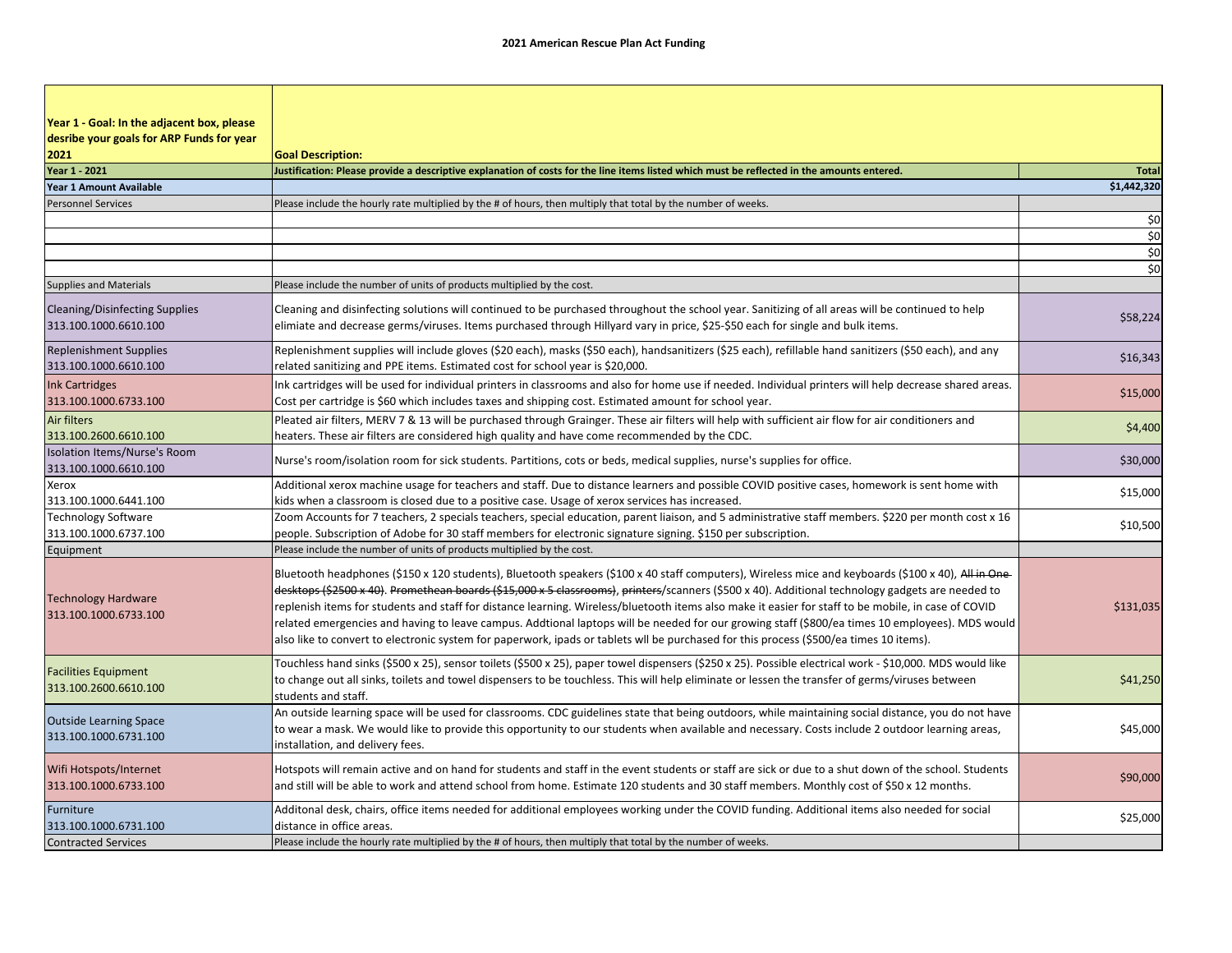**2021 American Rescue Plan Act Funding**

| Year 1 - Goal: In the adjacent box, please desribe your goals for ARP Funds for year 2021 | Goal Description: | |
|---|---|---|
| **Year 1 - 2021** | **Justification: Please provide a descriptive explanation of costs for the line items listed which must be reflected in the amounts entered.** | **Total** |
| **Year 1 Amount Available** | | **$1,442,320** |
| Personnel Services | Please include the hourly rate multiplied by the # of hours, then multiply that total by the number of weeks. | |
| | | $0 |
| | | $0 |
| | | $0 |
| | | $0 |
| Supplies and Materials | Please include the number of units of products multiplied by the cost. | |
| Cleaning/Disinfecting Supplies 313.100.1000.6610.100 | Cleaning and disinfecting solutions will continued to be purchased throughout the school year. Sanitizing of all areas will be continued to help elimiate and decrease germs/viruses. Items purchased through Hillyard vary in price, $25-$50 each for single and bulk items. | $58,224 |
| Replenishment Supplies 313.100.1000.6610.100 | Replenishment supplies will include gloves ($20 each), masks ($50 each), handsanitizers ($25 each), refillable hand sanitizers ($50 each), and any related sanitizing and PPE items. Estimated cost for school year is $20,000. | $16,343 |
| Ink Cartridges 313.100.1000.6733.100 | Ink cartridges will be used for individual printers in classrooms and also for home use if needed. Individual printers will help decrease shared areas. Cost per cartridge is $60 which includes taxes and shipping cost. Estimated amount for school year. | $15,000 |
| Air filters 313.100.2600.6610.100 | Pleated air filters, MERV 7 & 13 will be purchased through Grainger. These air filters will help with sufficient air flow for air conditioners and heaters. These air filters are considered high quality and have come recommended by the CDC. | $4,400 |
| Isolation Items/Nurse's Room 313.100.1000.6610.100 | Nurse's room/isolation room for sick students. Partitions, cots or beds, medical supplies, nurse's supplies for office. | $30,000 |
| Xerox 313.100.1000.6441.100 | Additional xerox machine usage for teachers and staff. Due to distance learners and possible COVID positive cases, homework is sent home with kids when a classroom is closed due to a positive case. Usage of xerox services has increased. | $15,000 |
| Technology Software 313.100.1000.6737.100 | Zoom Accounts for 7 teachers, 2 specials teachers, special education, parent liaison, and 5 administrative staff members. $220 per month cost x 16 people. Subscription of Adobe for 30 staff members for electronic signature signing. $150 per subscription. | $10,500 |
| Equipment | Please include the number of units of products multiplied by the cost. | |
| Technology Hardware 313.100.1000.6733.100 | Bluetooth headphones ($150 x 120 students), Bluetooth speakers ($100 x 40 staff computers), Wireless mice and keyboards ($100 x 40), ~~All in One desktops ($2500 x 40)~~. ~~Promethean boards ($15,000 x 5 classrooms)~~, ~~printers~~/scanners ($500 x 40). Additional technology gadgets are needed to replenish items for students and staff for distance learning. Wireless/bluetooth items also make it easier for staff to be mobile, in case of COVID related emergencies and having to leave campus. Addtional laptops will be needed for our growing staff ($800/ea times 10 employees). MDS would also like to convert to electronic system for paperwork, ipads or tablets wll be purchased for this process ($500/ea times 10 items). | $131,035 |
| Facilities Equipment 313.100.2600.6610.100 | Touchless hand sinks ($500 x 25), sensor toilets ($500 x 25), paper towel dispensers ($250 x 25). Possible electrical work - $10,000. MDS would like to change out all sinks, toilets and towel dispensers to be touchless. This will help eliminate or lessen the transfer of germs/viruses between students and staff. | $41,250 |
| Outside Learning Space 313.100.1000.6731.100 | An outside learning space will be used for classrooms. CDC guidelines state that being outdoors, while maintaining social distance, you do not have to wear a mask. We would like to provide this opportunity to our students when available and necessary. Costs include 2 outdoor learning areas, installation, and delivery fees. | $45,000 |
| Wifi Hotspots/Internet 313.100.1000.6733.100 | Hotspots will remain active and on hand for students and staff in the event students or staff are sick or due to a shut down of the school. Students and still will be able to work and attend school from home. Estimate 120 students and 30 staff members. Monthly cost of $50 x 12 months. | $90,000 |
| Furniture 313.100.1000.6731.100 | Additonal desk, chairs, office items needed for additional employees working under the COVID funding. Additional items also needed for social distance in office areas. | $25,000 |
| Contracted Services | Please include the hourly rate multiplied by the # of hours, then multiply that total by the number of weeks. | |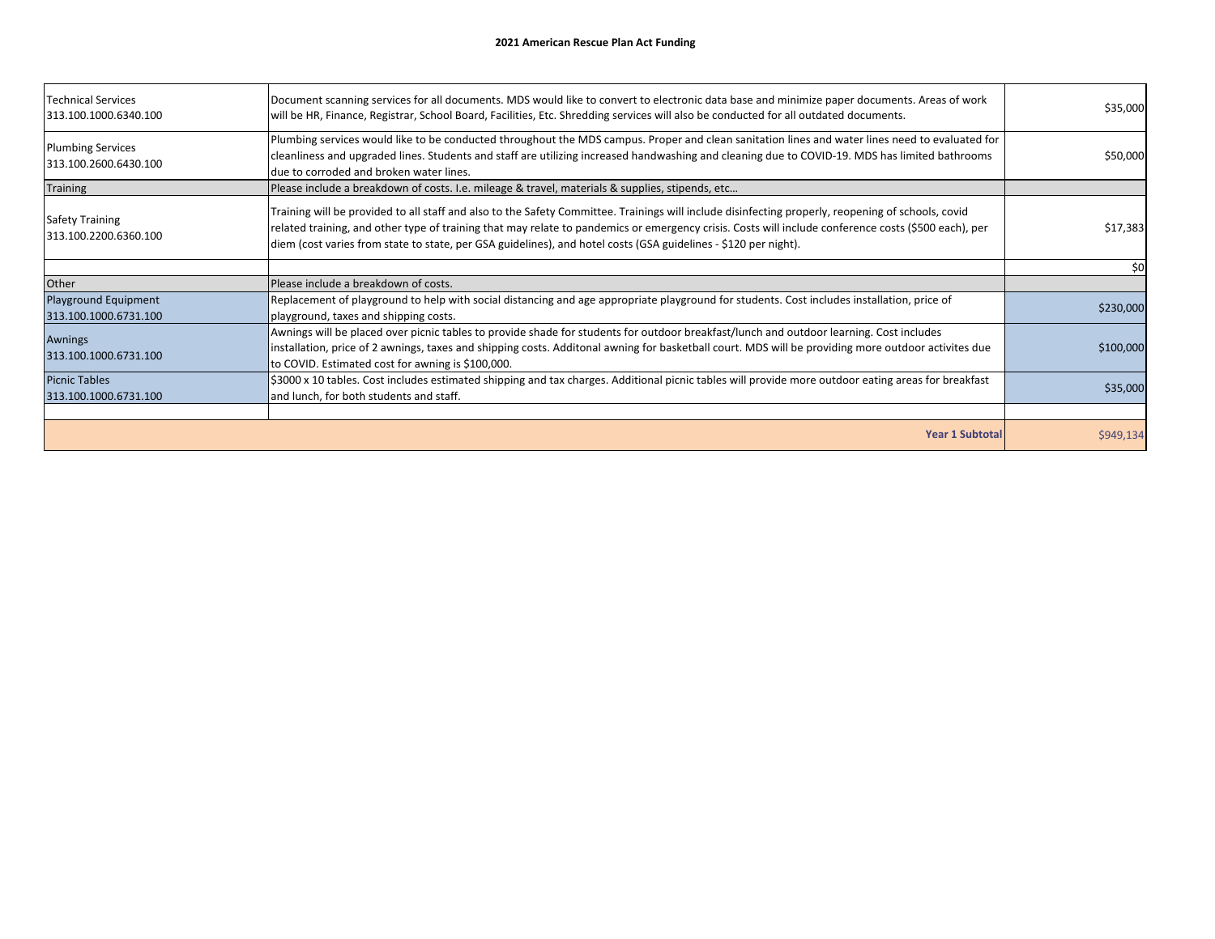**2021 American Rescue Plan Act Funding**

| | | |
|---|---|---|
| Technical Services<br>313.100.1000.6340.100 | Document scanning services for all documents. MDS would like to convert to electronic data base and minimize paper documents. Areas of work will be HR, Finance, Registrar, School Board, Facilities, Etc. Shredding services will also be conducted for all outdated documents. | $35,000 |
| Plumbing Services<br>313.100.2600.6430.100 | Plumbing services would like to be conducted throughout the MDS campus. Proper and clean sanitation lines and water lines need to evaluated for cleanliness and upgraded lines. Students and staff are utilizing increased handwashing and cleaning due to COVID-19. MDS has limited bathrooms due to corroded and broken water lines. | $50,000 |
| Training | Please include a breakdown of costs. I.e. mileage & travel, materials & supplies, stipends, etc… | |
| Safety Training<br>313.100.2200.6360.100 | Training will be provided to all staff and also to the Safety Committee. Trainings will include disinfecting properly, reopening of schools, covid related training, and other type of training that may relate to pandemics or emergency crisis. Costs will include conference costs ($500 each), per diem (cost varies from state to state, per GSA guidelines), and hotel costs (GSA guidelines - $120 per night). | $17,383 |
| | | $0 |
| Other | Please include a breakdown of costs. | |
| Playground Equipment<br>313.100.1000.6731.100 | Replacement of playground to help with social distancing and age appropriate playground for students. Cost includes installation, price of playground, taxes and shipping costs. | $230,000 |
| Awnings<br>313.100.1000.6731.100 | Awnings will be placed over picnic tables to provide shade for students for outdoor breakfast/lunch and outdoor learning. Cost includes installation, price of 2 awnings, taxes and shipping costs. Additonal awning for basketball court. MDS will be providing more outdoor activites due to COVID. Estimated cost for awning is $100,000. | $100,000 |
| Picnic Tables<br>313.100.1000.6731.100 | $3000 x 10 tables. Cost includes estimated shipping and tax charges. Additional picnic tables will provide more outdoor eating areas for breakfast and lunch, for both students and staff. | $35,000 |
| | | |
| | **Year 1 Subtotal** | $949,134 |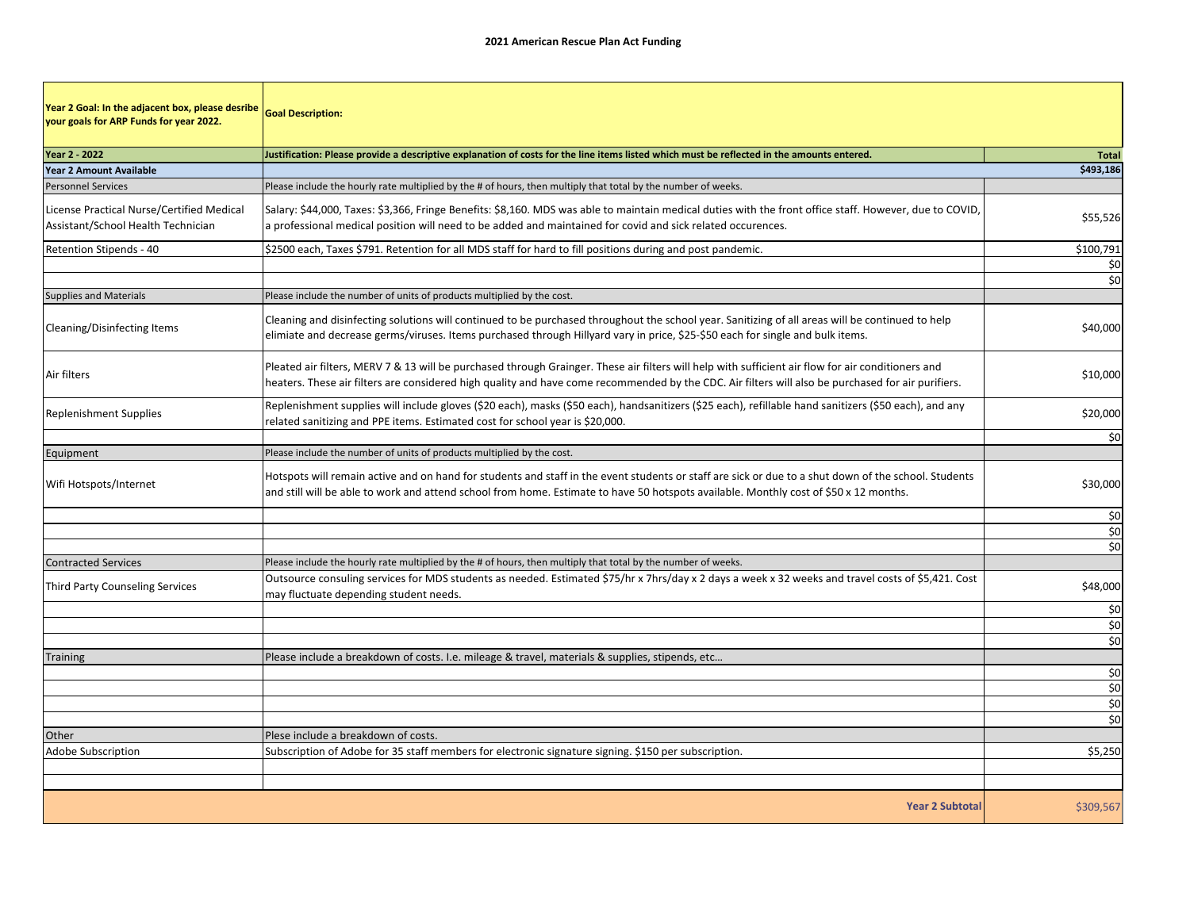# 2021 American Rescue Plan Act Funding

| Year 2 Goal: In the adjacent box, please desribe your goals for ARP Funds for year 2022. | Goal Description: | |
|---|---|---|
| **Year 2 - 2022** | **Justification: Please provide a descriptive explanation of costs for the line items listed which must be reflected in the amounts entered.** | **Total** |
| **Year 2 Amount Available** | | **$493,186** |
| Personnel Services | Please include the hourly rate multiplied by the # of hours, then multiply that total by the number of weeks. | |
| License Practical Nurse/Certified Medical Assistant/School Health Technician | Salary: $44,000, Taxes: $3,366, Fringe Benefits: $8,160. MDS was able to maintain medical duties with the front office staff. However, due to COVID, a professional medical position will need to be added and maintained for covid and sick related occurences. | $55,526 |
| Retention Stipends - 40 | $2500 each, Taxes $791. Retention for all MDS staff for hard to fill positions during and post pandemic. | $100,791 |
| | | $0 |
| | | $0 |
| Supplies and Materials | Please include the number of units of products multiplied by the cost. | |
| Cleaning/Disinfecting Items | Cleaning and disinfecting solutions will continued to be purchased throughout the school year. Sanitizing of all areas will be continued to help elimiate and decrease germs/viruses. Items purchased through Hillyard vary in price, $25-$50 each for single and bulk items. | $40,000 |
| Air filters | Pleated air filters, MERV 7 & 13 will be purchased through Grainger. These air filters will help with sufficient air flow for air conditioners and heaters. These air filters are considered high quality and have come recommended by the CDC. Air filters will also be purchased for air purifiers. | $10,000 |
| Replenishment Supplies | Replenishment supplies will include gloves ($20 each), masks ($50 each), handsanitizers ($25 each), refillable hand sanitizers ($50 each), and any related sanitizing and PPE items. Estimated cost for school year is $20,000. | $20,000 |
| | | $0 |
| Equipment | Please include the number of units of products multiplied by the cost. | |
| Wifi Hotspots/Internet | Hotspots will remain active and on hand for students and staff in the event students or staff are sick or due to a shut down of the school. Students and still will be able to work and attend school from home. Estimate to have 50 hotspots available. Monthly cost of $50 x 12 months. | $30,000 |
| | | $0 |
| | | $0 |
| | | $0 |
| Contracted Services | Please include the hourly rate multiplied by the # of hours, then multiply that total by the number of weeks. | |
| Third Party Counseling Services | Outsource consuling services for MDS students as needed. Estimated $75/hr x 7hrs/day x 2 days a week x 32 weeks and travel costs of $5,421. Cost may fluctuate depending student needs. | $48,000 |
| | | $0 |
| | | $0 |
| | | $0 |
| Training | Please include a breakdown of costs. I.e. mileage & travel, materials & supplies, stipends, etc… | |
| | | $0 |
| | | $0 |
| | | $0 |
| | | $0 |
| Other | Plese include a breakdown of costs. | |
| Adobe Subscription | Subscription of Adobe for 35 staff members for electronic signature signing. $150 per subscription. | $5,250 |
| | | |
| | | |
| | **Year 2 Subtotal** | $309,567 |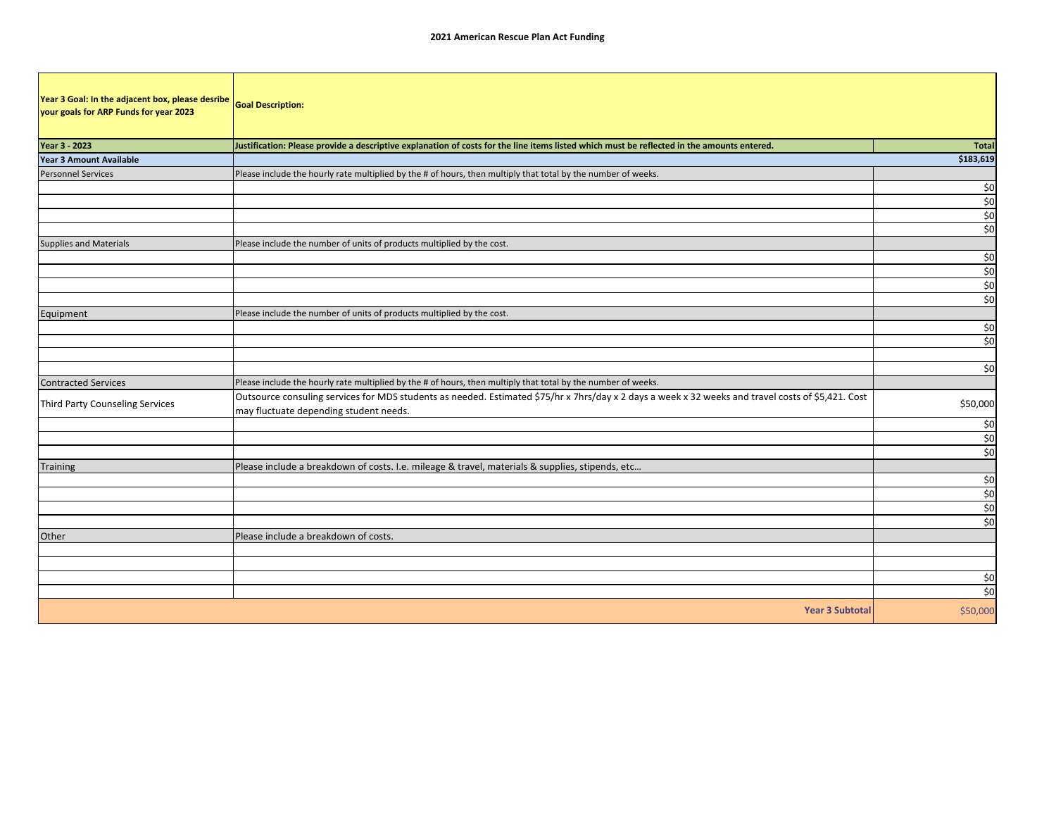**2021 American Rescue Plan Act Funding**

| Year 3 Goal: In the adjacent box, please desribe your goals for ARP Funds for year 2023 | Goal Description: | |
|---|---|---|
| **Year 3 - 2023** | **Justification: Please provide a descriptive explanation of costs for the line items listed which must be reflected in the amounts entered.** | **Total** |
| **Year 3 Amount Available** | | **$183,619** |
| Personnel Services | Please include the hourly rate multiplied by the # of hours, then multiply that total by the number of weeks. | |
| | | $0 |
| | | $0 |
| | | $0 |
| | | $0 |
| Supplies and Materials | Please include the number of units of products multiplied by the cost. | |
| | | $0 |
| | | $0 |
| | | $0 |
| | | $0 |
| Equipment | Please include the number of units of products multiplied by the cost. | |
| | | $0 |
| | | $0 |
| | | |
| | | $0 |
| Contracted Services | Please include the hourly rate multiplied by the # of hours, then multiply that total by the number of weeks. | |
| Third Party Counseling Services | Outsource consuling services for MDS students as needed. Estimated $75/hr x 7hrs/day x 2 days a week x 32 weeks and travel costs of $5,421. Cost may fluctuate depending student needs. | $50,000 |
| | | $0 |
| | | $0 |
| | | $0 |
| Training | Please include a breakdown of costs. I.e. mileage & travel, materials & supplies, stipends, etc… | |
| | | $0 |
| | | $0 |
| | | $0 |
| | | $0 |
| Other | Please include a breakdown of costs. | |
| | | |
| | | |
| | | $0 |
| | | $0 |
| | **Year 3 Subtotal** | $50,000 |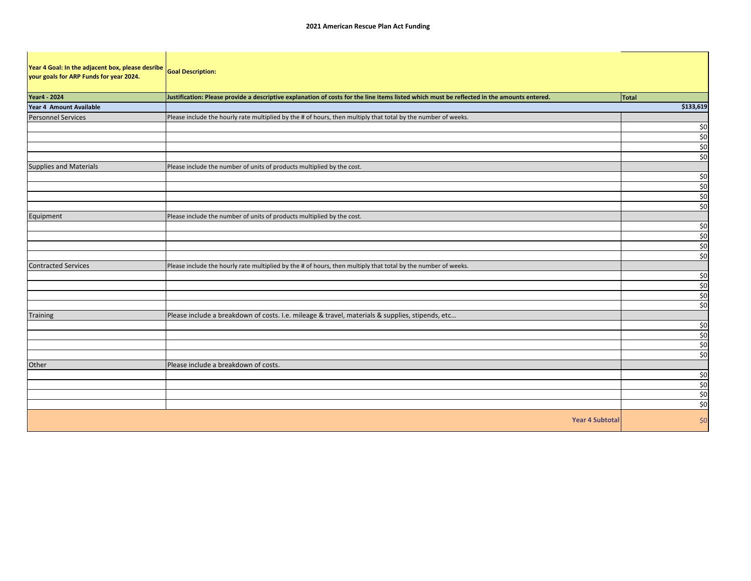## 2021 American Rescue Plan Act Funding

| Year 4 Goal: In the adjacent box, please desribe your goals for ARP Funds for year 2024. | Goal Description: | |
|---|---|---|
| **Year4 - 2024** | **Justification: Please provide a descriptive explanation of costs for the line items listed which must be reflected in the amounts entered.** | **Total** |
| **Year 4 Amount Available** | | **$133,619** |
| Personnel Services | Please include the hourly rate multiplied by the # of hours, then multiply that total by the number of weeks. | |
| | | $0 |
| | | $0 |
| | | $0 |
| | | $0 |
| Supplies and Materials | Please include the number of units of products multiplied by the cost. | |
| | | $0 |
| | | $0 |
| | | $0 |
| | | $0 |
| Equipment | Please include the number of units of products multiplied by the cost. | |
| | | $0 |
| | | $0 |
| | | $0 |
| | | $0 |
| Contracted Services | Please include the hourly rate multiplied by the # of hours, then multiply that total by the number of weeks. | |
| | | $0 |
| | | $0 |
| | | $0 |
| | | $0 |
| Training | Please include a breakdown of costs. I.e. mileage & travel, materials & supplies, stipends, etc… | |
| | | $0 |
| | | $0 |
| | | $0 |
| | | $0 |
| Other | Please include a breakdown of costs. | |
| | | $0 |
| | | $0 |
| | | $0 |
| | | $0 |
| | **Year 4 Subtotal** | $0 |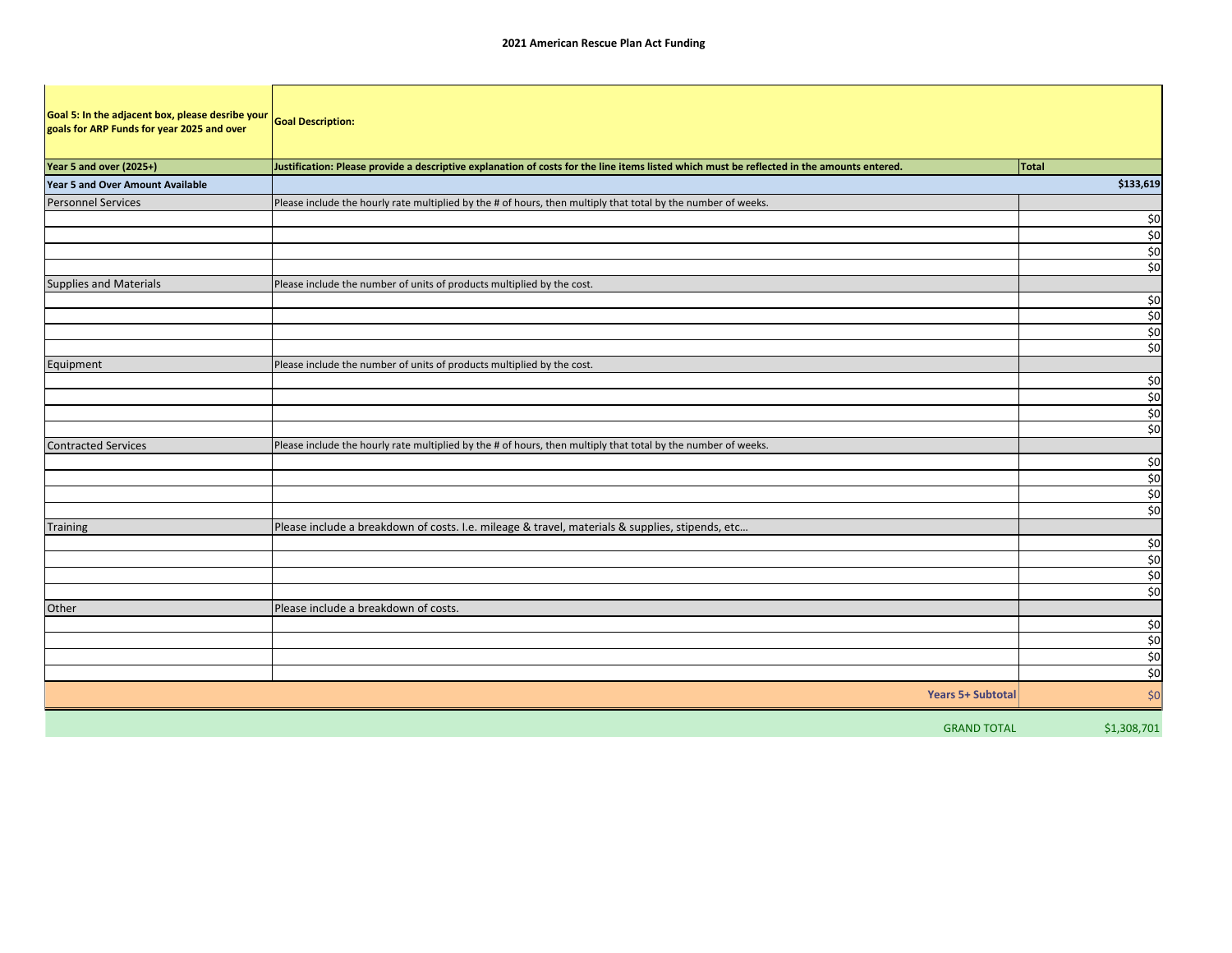**2021 American Rescue Plan Act Funding**

| | | |
|---|---|---|
| **Goal 5: In the adjacent box, please desribe your goals for ARP Funds for year 2025 and over** | **Goal Description:** | |
| **Year 5 and over (2025+)** | **Justification: Please provide a descriptive explanation of costs for the line items listed which must be reflected in the amounts entered.** | **Total** |
| **Year 5 and Over Amount Available** | | **$133,619** |
| Personnel Services | Please include the hourly rate multiplied by the # of hours, then multiply that total by the number of weeks. | |
| | | $0 |
| | | $0 |
| | | $0 |
| | | $0 |
| Supplies and Materials | Please include the number of units of products multiplied by the cost. | |
| | | $0 |
| | | $0 |
| | | $0 |
| | | $0 |
| Equipment | Please include the number of units of products multiplied by the cost. | |
| | | $0 |
| | | $0 |
| | | $0 |
| | | $0 |
| Contracted Services | Please include the hourly rate multiplied by the # of hours, then multiply that total by the number of weeks. | |
| | | $0 |
| | | $0 |
| | | $0 |
| | | $0 |
| Training | Please include a breakdown of costs. I.e. mileage & travel, materials & supplies, stipends, etc… | |
| | | $0 |
| | | $0 |
| | | $0 |
| | | $0 |
| Other | Please include a breakdown of costs. | |
| | | $0 |
| | | $0 |
| | | $0 |
| | | $0 |
| | **Years 5+ Subtotal** | $0 |
| | GRAND TOTAL | $1,308,701 |